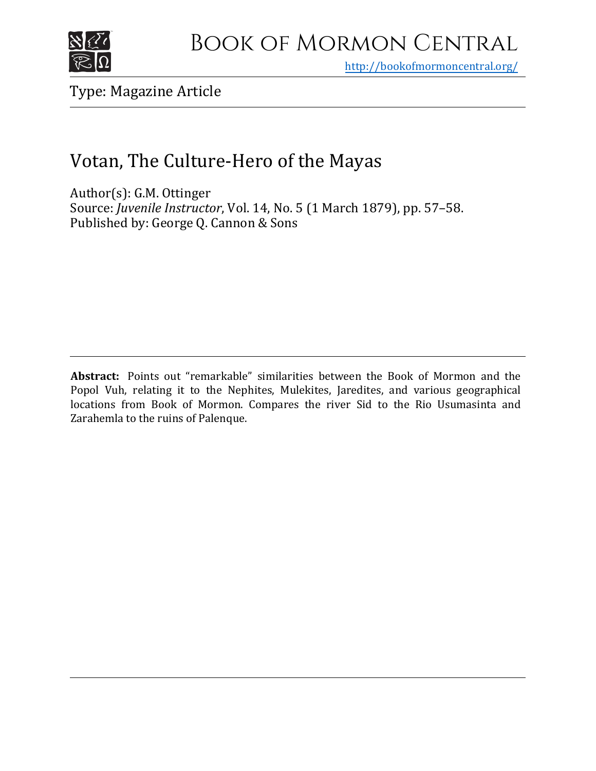# Book of Mormon Central

http://bookofmormoncentral.org/

Type: Magazine Article

## Votan, The Culture-Hero of the Mayas

Author(s): G.M. Ottinger
Source: *Juvenile Instructor*, Vol. 14, No. 5 (1 March 1879), pp. 57–58.
Published by: George Q. Cannon & Sons

**Abstract:** Points out "remarkable" similarities between the Book of Mormon and the Popol Vuh, relating it to the Nephites, Mulekites, Jaredites, and various geographical locations from Book of Mormon. Compares the river Sid to the Rio Usumasinta and Zarahemla to the ruins of Palenque.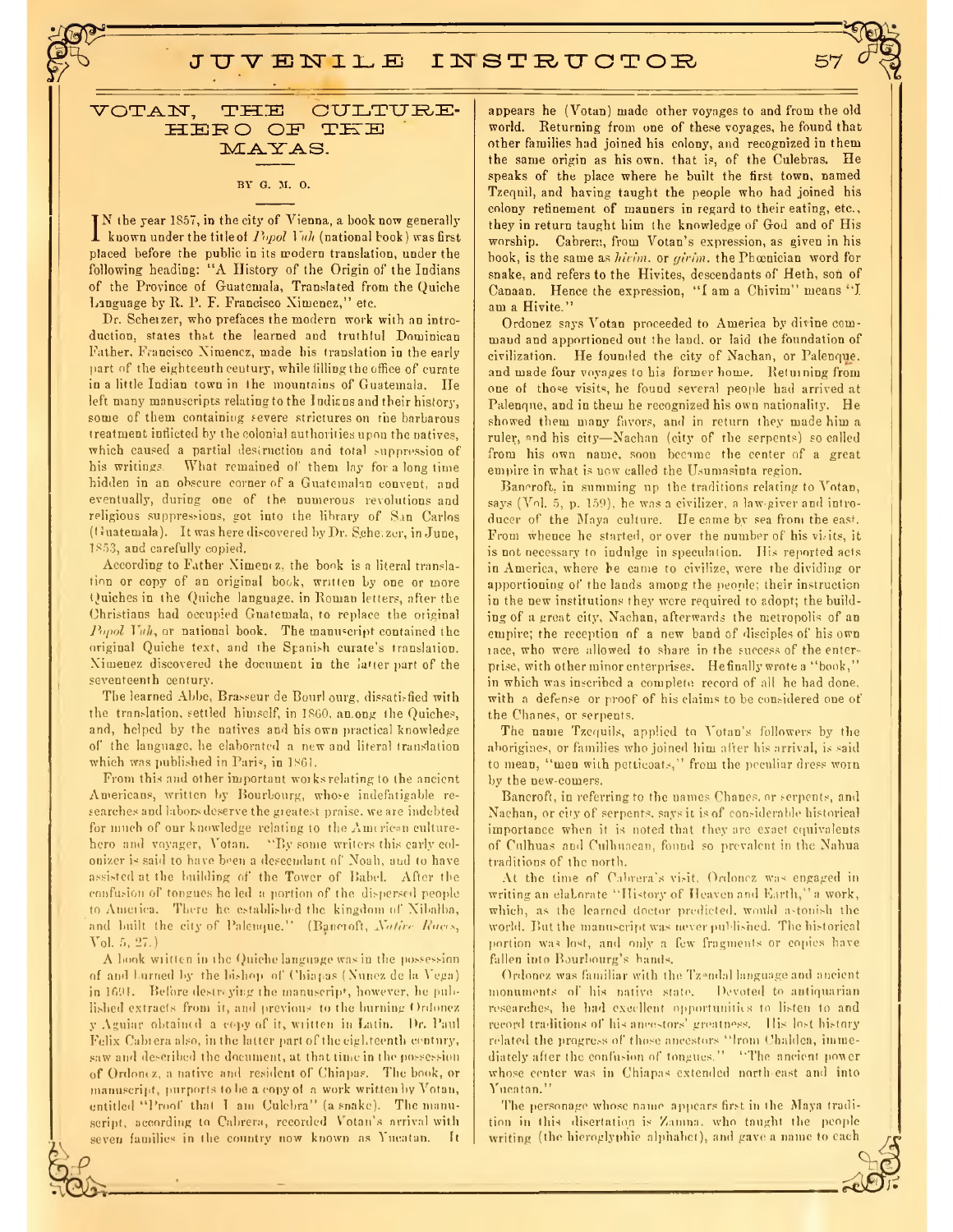# VOTAN, THE CULTURE-HERO OF THE MAYAS.

BY G. M. O.

IN the year 1857, in the city of Vienna, a book now generally known under the title of *Popol Vuh* (national book) was first placed before the public in its modern translation, under the following heading: "A History of the Origin of the Indians of the Province of Guatemala, Translated from the Quiche Language by R. P. F. Francisco Ximenez," etc.

Dr. Scherzer, who prefaces the modern work with an introduction, states that the learned and truthful Dominican Father, Francisco Ximenez, made his translation in the early part of the eighteenth century, while filling the office of curate in a little Indian town in the mountains of Guatemala. He left many manuscripts relating to the Indians and their history, some of them containing severe strictures on the barbarous treatment inflicted by the colonial authorities upon the natives, which caused a partial destruction and total suppression of his writings. What remained of them lay for a long time hidden in an obscure corner of a Guatemalan convent, and eventually, during one of the numerous revolutions and religious suppressions, got into the library of San Carlos (Guatemala). It was here discovered by Dr. Scherzer, in June, 1853, and carefully copied.

According to Father Ximenez, the book is a literal translation or copy of an original book, written by one or more Quiches in the Quiche language, in Roman letters, after the Christians had occupied Guatemala, to replace the original *Popol Vuh*, or national book. The manuscript contained the original Quiche text, and the Spanish curate's translation. Ximenez discovered the document in the latter part of the seventeenth century.

The learned Abbe, Brasseur de Bourbourg, dissatisfied with the translation, settled himself, in 1860, among the Quiches, and, helped by the natives and his own practical knowledge of the language, he elaborated a new and literal translation which was published in Paris, in 1861.

From this and other important works relating to the ancient Americans, written by Bourbourg, whose indefatigable researches and labors deserve the greatest praise, we are indebted for much of our knowledge relating to the American culture-hero and voyager, Votan. "By some writers this early colonizer is said to have been a descendant of Noah, and to have assisted at the building of the Tower of Babel. After the confusion of tongues he led a portion of the dispersed people to America. There he established the kingdom of Xibalba, and built the city of Palenque." (Bancroft, *Native Races*, Vol. 5, 27.)

A book written in the Quiche language was in the possession of and burned by the bishop of Chiapas (Nunez de la Vega) in 1691. Before destroying the manuscript, however, he published extracts from it, and previous to the burning Ordonez y Aguiar obtained a copy of it, written in Latin. Dr. Paul Felix Cabrera also, in the latter part of the eighteenth century, saw and described the document, at that time in the possession of Ordonez, a native and resident of Chiapas. The book, or manuscript, purports to be a copy of a work written by Votan, entitled "Proof that I am Culebra" (a snake). The manuscript, according to Cabrera, recorded Votan's arrival with seven families in the country now known as Yucatan. It appears he (Votan) made other voyages to and from the old world. Returning from one of these voyages, he found that other families had joined his colony, and recognized in them the same origin as his own, that is, of the Culebras. He speaks of the place where he built the first town, named Tzequil, and having taught the people who had joined his colony refinement of manners in regard to their eating, etc., they in return taught him the knowledge of God and of His worship. Cabrera, from Votan's expression, as given in his book, is the same as *hivim*, or *givim*, the Phœnician word for snake, and refers to the Hivites, descendants of Heth, son of Canaan. Hence the expression, "I am a Chivim" means "I am a Hivite."

Ordonez says Votan proceeded to America by divine command and apportioned out the land, or laid the foundation of civilization. He founded the city of Nachan, or Palenque, and made four voyages to his former home. Returning from one of those visits, he found several people had arrived at Palenque, and in them he recognized his own nationality. He showed them many favors, and in return they made him a ruler, and his city—Nachan (city of the serpents) so called from his own name, soon became the center of a great empire in what is now called the Usumasinta region.

Bancroft, in summing up the traditions relating to Votan, says (Vol. 5, p. 159), he was a civilizer, a law-giver and introducer of the Maya culture. He came by sea from the east. From whence he started, or over the number of his visits, it is not necessary to indulge in speculation. His reported acts in America, where he came to civilize, were the dividing or apportioning of the lands among the people; their instruction in the new institutions they were required to adopt; the building of a great city, Nachan, afterwards the metropolis of an empire; the reception of a new band of disciples of his own race, who were allowed to share in the success of the enterprise, with other minor enterprises. He finally wrote a "book," in which was inscribed a complete record of all he had done, with a defense or proof of his claims to be considered one of the Chanes, or serpents.

The name Tzequils, applied to Votan's followers by the aborigines, or families who joined him after his arrival, is said to mean, "men with petticoats," from the peculiar dress worn by the new-comers.

Bancroft, in referring to the names Chanes, or serpents, and Nachan, or city of serpents, says it is of considerable historical importance when it is noted that they are exact equivalents of Culhuas and Culhuacan, found so prevalent in the Nahua traditions of the north.

At the time of Cabrera's visit, Ordonez was engaged in writing an elaborate "History of Heaven and Earth," a work, which, as the learned doctor predicted, would astonish the world. But the manuscript was never published. The historical portion was lost, and only a few fragments or copies have fallen into Bourbourg's hands.

Ordonez was familiar with the Tzendal language and ancient monuments of his native state. Devoted to antiquarian researches, he had excellent opportunities to listen to and record traditions of his ancestors' greatness. His lost history related the progress of those ancestors "from Chaldea, immediately after the confusion of tongues." "The ancient power whose center was in Chiapas extended north-east and into Yucatan."

The personage whose name appears first in the Maya tradition in this disertation is Zamna, who taught the people writing (the hieroglyphic alphabet), and gave a name to each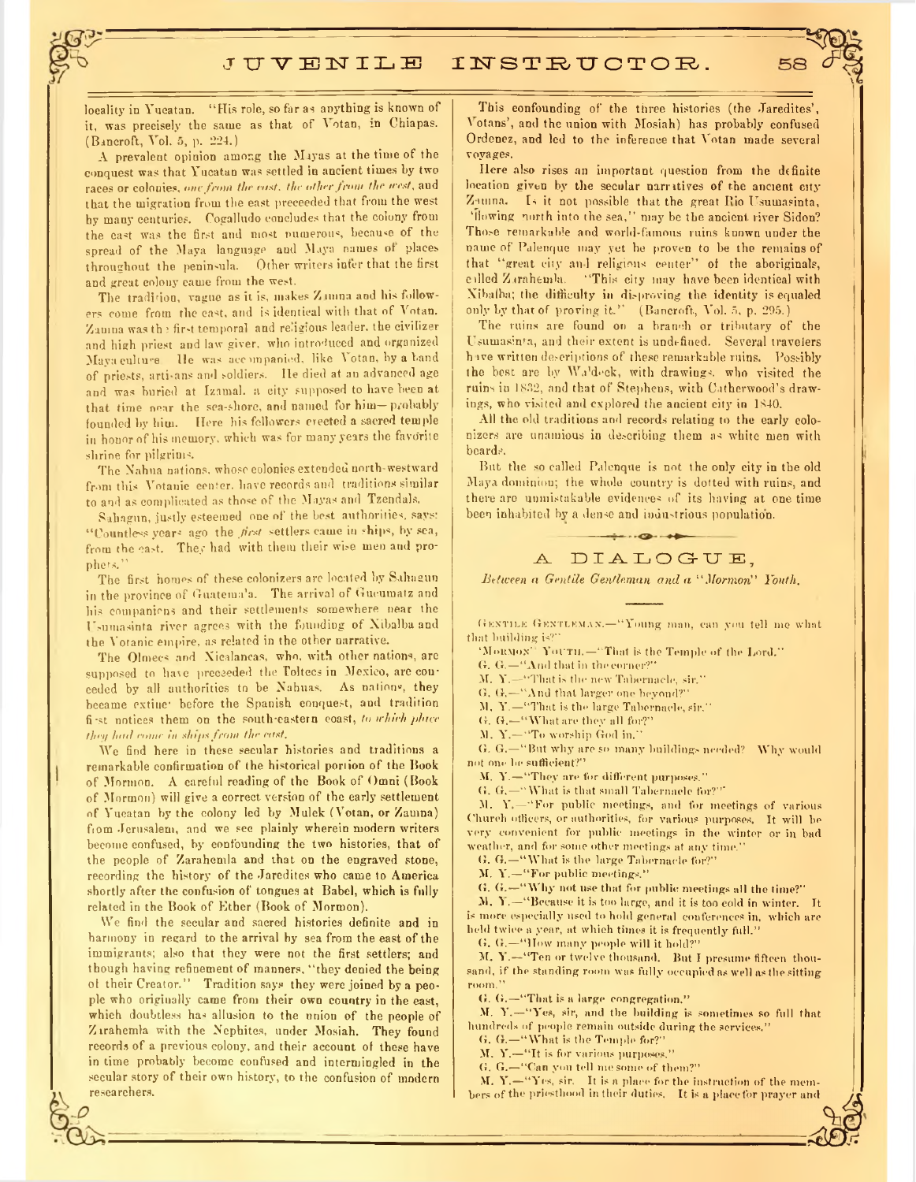locality in Yucatan. "His role, so far as anything is known of it, was precisely the same as that of Votan, in Chiapas. (Bancroft, Vol. 5, p. 224.)

A prevalent opinion among the Mayas at the time of the conquest was that Yucatan was settled in ancient times by two races or colonies, *one from the east, the other from the west*, and that the migration from the west by many centuries. Cogalludo concludes that the colony from the east was the first and most numerous, because of the spread of the Maya language and Maya names of places throughout the peninsula. Other writers infer that the first and great colony came from the west.

The tradition, vague as it is, makes Zamna and his followers come from the east, and is identical with that of Votan. Zamna was the first temporal and religious leader, the civilizer and high priest and law giver, who introduced and organized Maya culture. He was accompanied, like Votan, by a band of priests, artisans and soldiers. He died at an advanced age and was buried at Izamal, a city supposed to have been at that time near the sea-shore, and named for him—probably founded by him. Here his followers erected a sacred temple in honor of his memory, which was for many years the favorite shrine for pilgrims.

The Nahua nations, whose colonies extended north-westward from this Votanic center, have records and traditions similar to and as complicated as those of the Mayas and Tzendals.

Sahagun, justly esteemed one of the best authorities, says: "Countless years ago the *first* settlers came in ships, by sea, from the east. They had with them their wise men and prophets."

The first homes of these colonizers are located by Sahagun in the province of Guatemala. The arrival of Gucumatz and his companions and their settlements somewhere near the Usumasinta river agrees with the founding of Xibalba and the Votanic empire, as related in the other narrative.

The Olmecs and Xicalancas, who, with other nations, are supposed to have preceeded the Toltecs in Mexico, are conceded by all authorities to be Nahuas. As nations, they became extinct before the Spanish conquest, and tradition first notices them on the south-eastern coast, *to which place they had come in ships from the east*.

We find here in these secular histories and traditions a remarkable confirmation of the historical portion of the Book of Mormon. A careful reading of the Book of Omni (Book of Mormon) will give a correct version of the early settlement of Yucatan by the colony led by Mulek (Votan, or Zamna) from Jerusalem, and we see plainly wherein modern writers become confused, by confounding the two histories, that of the people of Zarahemla and that on the engraved stone, recording the history of the Jaredites who came to America shortly after the confusion of tongues at Babel, which is fully related in the Book of Ether (Book of Mormon).

We find the secular and sacred histories definite and in harmony in regard to the arrival by sea from the east of the immigrants; also that they were not the first settlers; and though having refinement of manners, "they denied the being of their Creator." Tradition says they were joined by a people who originally came from their own country in the east, which doubtless has allusion to the union of the people of Zarahemla with the Nephites, under Mosiah. They found records of a previous colony, and their account of these have in time probably become confused and intermingled in the secular story of their own history, to the confusion of modern researchers.

This confounding of the three histories (the Jaredites', Votans', and the union with Mosiah) has probably confused Ordenez, and led to the inference that Votan made several voyages.

Here also rises an important question from the definite location given by the secular narratives of the ancient city Zamna. Is it not possible that the great Rio Usumasinta, "flowing north into the sea," may be the ancient river Sidon? Those remarkable and world-famous ruins known under the name of Palenque may yet be proven to be the remains of that "great city and religious center" of the aboriginals, called Zarahemla. "This city may have been identical with Xibalba; the difficulty in disproving the identity is equaled only by that of proving it." (Bancroft, Vol. 5, p. 295.)

The ruins are found on a branch or tributary of the Usumasinta, and their extent is undefined. Several travelers have written descriptions of these remarkable ruins. Possibly the best are by Waldeck, with drawings, who visited the ruins in 1832, and that of Stephens, with Catherwood's drawings, who visited and explored the ancient city in 1840.

All the old traditions and records relating to the early colonizers are unamious in describing them as white men with beards.

But the so called Palenque is not the only city in the old Maya dominion; the whole country is dotted with ruins, and there are unmistakable evidences of its having at one time been inhabited by a dense and industrious population.

## A DIALOGUE,

*Between a Gentile Gentleman and a "Mormon" Youth.*

GENTILE GENTLEMAN.—"Young man, can you tell me what that building is?"

"MORMON" YOUTH.—"That is the Temple of the Lord."

G. G.—"And that in the corner?"

M. Y.—"That is the new Tabernacle, sir."

G. G.—"And that larger one beyond?"

M. Y.—"That is the large Tabernacle, sir."

G. G.—"What are they all for?"

M. Y.—"To worship God in."

G. G.—"But why are so many buildings needed? Why would not one be sufficient?"

M. Y.—"They are for different purposes."

G. G.—"What is that small Tabernacle for?"

M. Y.—"For public meetings, and for meetings of various Church officers, or authorities, for various purposes. It will be very convenient for public meetings in the winter or in bad weather, and for some other meetings at any time."

G. G.—"What is the large Tabernacle for?"

M. Y.—"For public meetings."

G. G.—"Why not use that for public meetings all the time?"

M. Y.—"Because it is too large, and it is too cold in winter. It is more especially used to hold general conferences in, which are held twice a year, at which times it is frequently full."

G. G.—"How many people will it hold?"

M. Y.—"Ten or twelve thousand. But I presume fifteen thousand, if the standing room was fully occupied as well as the sitting room."

G. G.—"That is a large congregation."

M. Y.—"Yes, sir, and the building is sometimes so full that hundreds of people remain outside during the services."

G. G.—"What is the Temple for?"

M. Y.—"It is for various purposes."

G. G.—"Can you tell me some of them?"

M. Y.—"Yes, sir. It is a place for the instruction of the members of the priesthood in their duties. It is a place for prayer and